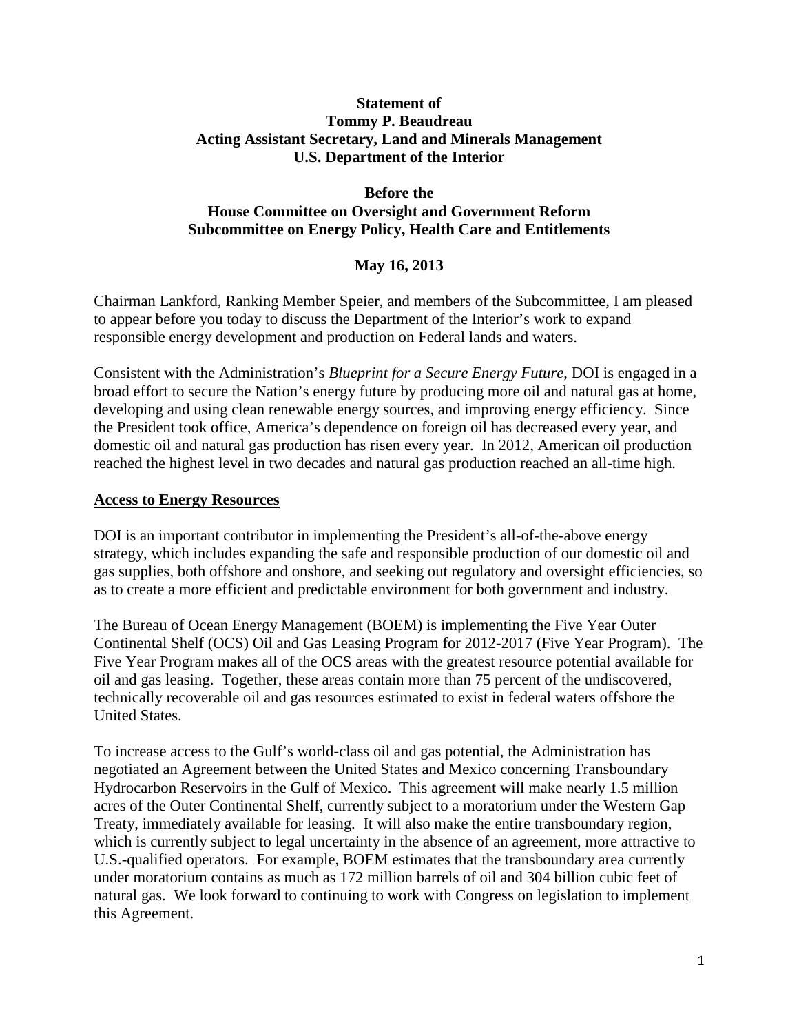**Statement of**
**Tommy P. Beaudreau**
**Acting Assistant Secretary, Land and Minerals Management**
**U.S. Department of the Interior**

**Before the**
**House Committee on Oversight and Government Reform**
**Subcommittee on Energy Policy, Health Care and Entitlements**

**May 16, 2013**

Chairman Lankford, Ranking Member Speier, and members of the Subcommittee, I am pleased to appear before you today to discuss the Department of the Interior's work to expand responsible energy development and production on Federal lands and waters.

Consistent with the Administration's *Blueprint for a Secure Energy Future*, DOI is engaged in a broad effort to secure the Nation's energy future by producing more oil and natural gas at home, developing and using clean renewable energy sources, and improving energy efficiency. Since the President took office, America's dependence on foreign oil has decreased every year, and domestic oil and natural gas production has risen every year. In 2012, American oil production reached the highest level in two decades and natural gas production reached an all-time high.

## Access to Energy Resources

DOI is an important contributor in implementing the President's all-of-the-above energy strategy, which includes expanding the safe and responsible production of our domestic oil and gas supplies, both offshore and onshore, and seeking out regulatory and oversight efficiencies, so as to create a more efficient and predictable environment for both government and industry.

The Bureau of Ocean Energy Management (BOEM) is implementing the Five Year Outer Continental Shelf (OCS) Oil and Gas Leasing Program for 2012-2017 (Five Year Program). The Five Year Program makes all of the OCS areas with the greatest resource potential available for oil and gas leasing. Together, these areas contain more than 75 percent of the undiscovered, technically recoverable oil and gas resources estimated to exist in federal waters offshore the United States.

To increase access to the Gulf's world-class oil and gas potential, the Administration has negotiated an Agreement between the United States and Mexico concerning Transboundary Hydrocarbon Reservoirs in the Gulf of Mexico. This agreement will make nearly 1.5 million acres of the Outer Continental Shelf, currently subject to a moratorium under the Western Gap Treaty, immediately available for leasing. It will also make the entire transboundary region, which is currently subject to legal uncertainty in the absence of an agreement, more attractive to U.S.-qualified operators. For example, BOEM estimates that the transboundary area currently under moratorium contains as much as 172 million barrels of oil and 304 billion cubic feet of natural gas. We look forward to continuing to work with Congress on legislation to implement this Agreement.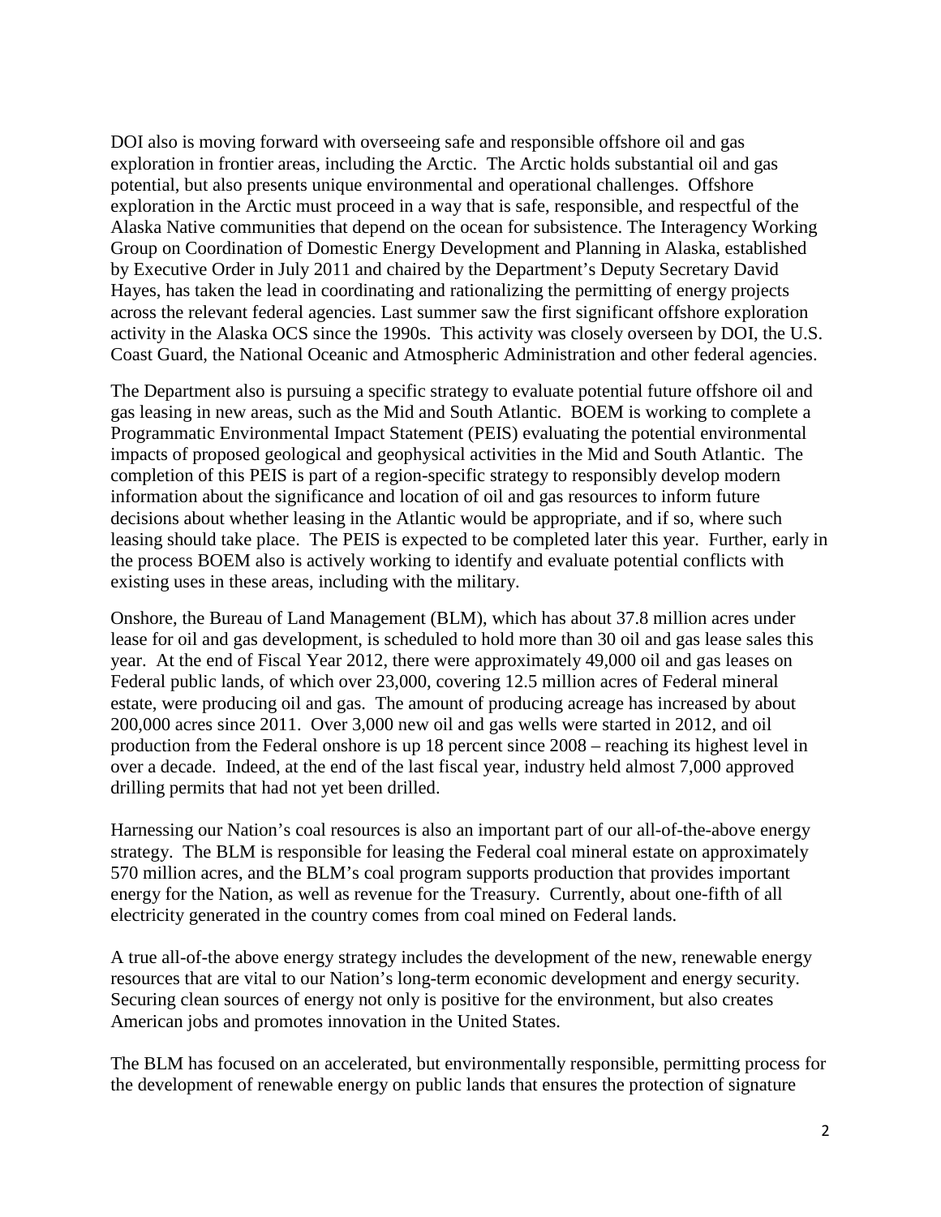DOI also is moving forward with overseeing safe and responsible offshore oil and gas exploration in frontier areas, including the Arctic. The Arctic holds substantial oil and gas potential, but also presents unique environmental and operational challenges. Offshore exploration in the Arctic must proceed in a way that is safe, responsible, and respectful of the Alaska Native communities that depend on the ocean for subsistence. The Interagency Working Group on Coordination of Domestic Energy Development and Planning in Alaska, established by Executive Order in July 2011 and chaired by the Department's Deputy Secretary David Hayes, has taken the lead in coordinating and rationalizing the permitting of energy projects across the relevant federal agencies. Last summer saw the first significant offshore exploration activity in the Alaska OCS since the 1990s. This activity was closely overseen by DOI, the U.S. Coast Guard, the National Oceanic and Atmospheric Administration and other federal agencies.

The Department also is pursuing a specific strategy to evaluate potential future offshore oil and gas leasing in new areas, such as the Mid and South Atlantic. BOEM is working to complete a Programmatic Environmental Impact Statement (PEIS) evaluating the potential environmental impacts of proposed geological and geophysical activities in the Mid and South Atlantic. The completion of this PEIS is part of a region-specific strategy to responsibly develop modern information about the significance and location of oil and gas resources to inform future decisions about whether leasing in the Atlantic would be appropriate, and if so, where such leasing should take place. The PEIS is expected to be completed later this year. Further, early in the process BOEM also is actively working to identify and evaluate potential conflicts with existing uses in these areas, including with the military.

Onshore, the Bureau of Land Management (BLM), which has about 37.8 million acres under lease for oil and gas development, is scheduled to hold more than 30 oil and gas lease sales this year. At the end of Fiscal Year 2012, there were approximately 49,000 oil and gas leases on Federal public lands, of which over 23,000, covering 12.5 million acres of Federal mineral estate, were producing oil and gas. The amount of producing acreage has increased by about 200,000 acres since 2011. Over 3,000 new oil and gas wells were started in 2012, and oil production from the Federal onshore is up 18 percent since 2008 – reaching its highest level in over a decade. Indeed, at the end of the last fiscal year, industry held almost 7,000 approved drilling permits that had not yet been drilled.

Harnessing our Nation's coal resources is also an important part of our all-of-the-above energy strategy. The BLM is responsible for leasing the Federal coal mineral estate on approximately 570 million acres, and the BLM's coal program supports production that provides important energy for the Nation, as well as revenue for the Treasury. Currently, about one-fifth of all electricity generated in the country comes from coal mined on Federal lands.

A true all-of-the above energy strategy includes the development of the new, renewable energy resources that are vital to our Nation's long-term economic development and energy security. Securing clean sources of energy not only is positive for the environment, but also creates American jobs and promotes innovation in the United States.

The BLM has focused on an accelerated, but environmentally responsible, permitting process for the development of renewable energy on public lands that ensures the protection of signature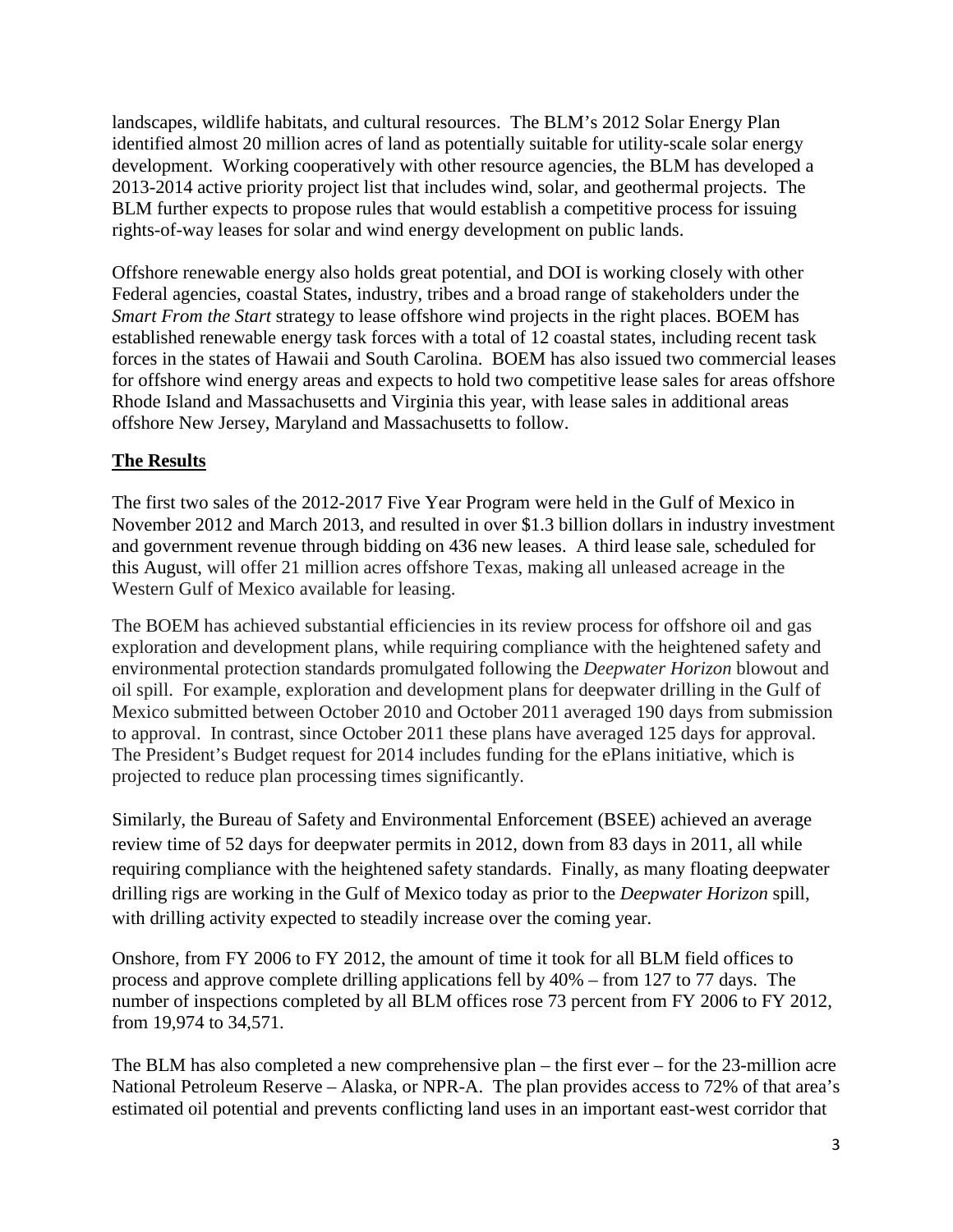landscapes, wildlife habitats, and cultural resources. The BLM's 2012 Solar Energy Plan identified almost 20 million acres of land as potentially suitable for utility-scale solar energy development. Working cooperatively with other resource agencies, the BLM has developed a 2013-2014 active priority project list that includes wind, solar, and geothermal projects. The BLM further expects to propose rules that would establish a competitive process for issuing rights-of-way leases for solar and wind energy development on public lands.

Offshore renewable energy also holds great potential, and DOI is working closely with other Federal agencies, coastal States, industry, tribes and a broad range of stakeholders under the *Smart From the Start* strategy to lease offshore wind projects in the right places. BOEM has established renewable energy task forces with a total of 12 coastal states, including recent task forces in the states of Hawaii and South Carolina. BOEM has also issued two commercial leases for offshore wind energy areas and expects to hold two competitive lease sales for areas offshore Rhode Island and Massachusetts and Virginia this year, with lease sales in additional areas offshore New Jersey, Maryland and Massachusetts to follow.

**The Results**

The first two sales of the 2012-2017 Five Year Program were held in the Gulf of Mexico in November 2012 and March 2013, and resulted in over $1.3 billion dollars in industry investment and government revenue through bidding on 436 new leases. A third lease sale, scheduled for this August, will offer 21 million acres offshore Texas, making all unleased acreage in the Western Gulf of Mexico available for leasing.

The BOEM has achieved substantial efficiencies in its review process for offshore oil and gas exploration and development plans, while requiring compliance with the heightened safety and environmental protection standards promulgated following the *Deepwater Horizon* blowout and oil spill. For example, exploration and development plans for deepwater drilling in the Gulf of Mexico submitted between October 2010 and October 2011 averaged 190 days from submission to approval. In contrast, since October 2011 these plans have averaged 125 days for approval. The President's Budget request for 2014 includes funding for the ePlans initiative, which is projected to reduce plan processing times significantly.

Similarly, the Bureau of Safety and Environmental Enforcement (BSEE) achieved an average review time of 52 days for deepwater permits in 2012, down from 83 days in 2011, all while requiring compliance with the heightened safety standards. Finally, as many floating deepwater drilling rigs are working in the Gulf of Mexico today as prior to the *Deepwater Horizon* spill, with drilling activity expected to steadily increase over the coming year.

Onshore, from FY 2006 to FY 2012, the amount of time it took for all BLM field offices to process and approve complete drilling applications fell by 40% – from 127 to 77 days. The number of inspections completed by all BLM offices rose 73 percent from FY 2006 to FY 2012, from 19,974 to 34,571.

The BLM has also completed a new comprehensive plan – the first ever – for the 23-million acre National Petroleum Reserve – Alaska, or NPR-A. The plan provides access to 72% of that area's estimated oil potential and prevents conflicting land uses in an important east-west corridor that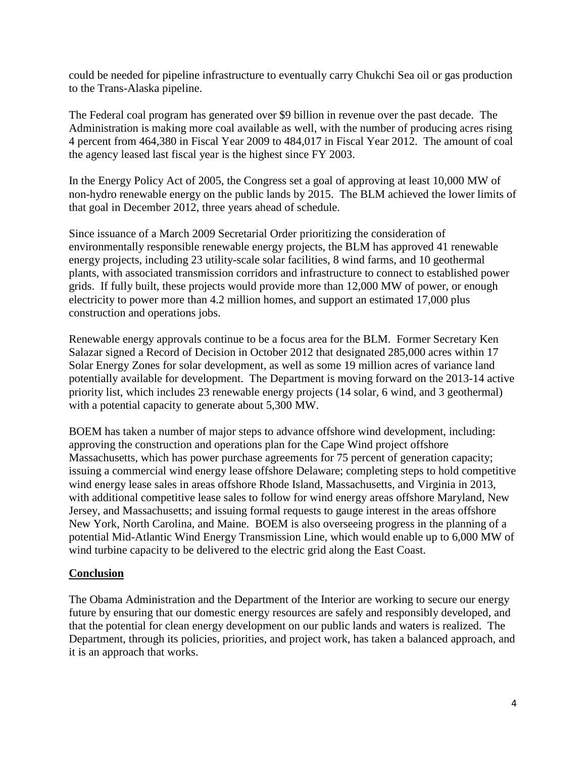could be needed for pipeline infrastructure to eventually carry Chukchi Sea oil or gas production to the Trans-Alaska pipeline.

The Federal coal program has generated over $9 billion in revenue over the past decade. The Administration is making more coal available as well, with the number of producing acres rising 4 percent from 464,380 in Fiscal Year 2009 to 484,017 in Fiscal Year 2012. The amount of coal the agency leased last fiscal year is the highest since FY 2003.

In the Energy Policy Act of 2005, the Congress set a goal of approving at least 10,000 MW of non-hydro renewable energy on the public lands by 2015. The BLM achieved the lower limits of that goal in December 2012, three years ahead of schedule.

Since issuance of a March 2009 Secretarial Order prioritizing the consideration of environmentally responsible renewable energy projects, the BLM has approved 41 renewable energy projects, including 23 utility-scale solar facilities, 8 wind farms, and 10 geothermal plants, with associated transmission corridors and infrastructure to connect to established power grids. If fully built, these projects would provide more than 12,000 MW of power, or enough electricity to power more than 4.2 million homes, and support an estimated 17,000 plus construction and operations jobs.

Renewable energy approvals continue to be a focus area for the BLM. Former Secretary Ken Salazar signed a Record of Decision in October 2012 that designated 285,000 acres within 17 Solar Energy Zones for solar development, as well as some 19 million acres of variance land potentially available for development. The Department is moving forward on the 2013-14 active priority list, which includes 23 renewable energy projects (14 solar, 6 wind, and 3 geothermal) with a potential capacity to generate about 5,300 MW.

BOEM has taken a number of major steps to advance offshore wind development, including: approving the construction and operations plan for the Cape Wind project offshore Massachusetts, which has power purchase agreements for 75 percent of generation capacity; issuing a commercial wind energy lease offshore Delaware; completing steps to hold competitive wind energy lease sales in areas offshore Rhode Island, Massachusetts, and Virginia in 2013, with additional competitive lease sales to follow for wind energy areas offshore Maryland, New Jersey, and Massachusetts; and issuing formal requests to gauge interest in the areas offshore New York, North Carolina, and Maine. BOEM is also overseeing progress in the planning of a potential Mid-Atlantic Wind Energy Transmission Line, which would enable up to 6,000 MW of wind turbine capacity to be delivered to the electric grid along the East Coast.

## Conclusion

The Obama Administration and the Department of the Interior are working to secure our energy future by ensuring that our domestic energy resources are safely and responsibly developed, and that the potential for clean energy development on our public lands and waters is realized. The Department, through its policies, priorities, and project work, has taken a balanced approach, and it is an approach that works.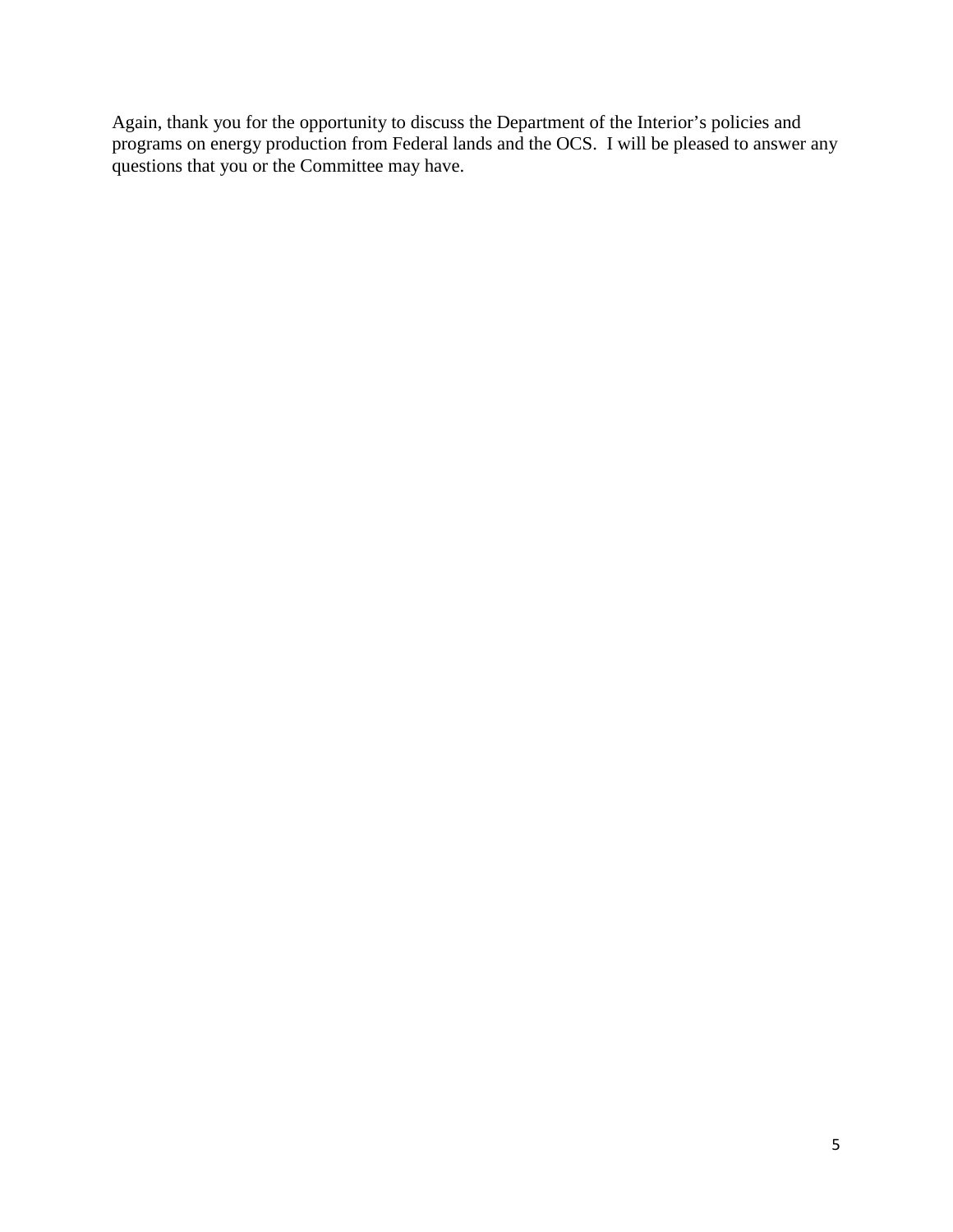Again, thank you for the opportunity to discuss the Department of the Interior's policies and programs on energy production from Federal lands and the OCS. I will be pleased to answer any questions that you or the Committee may have.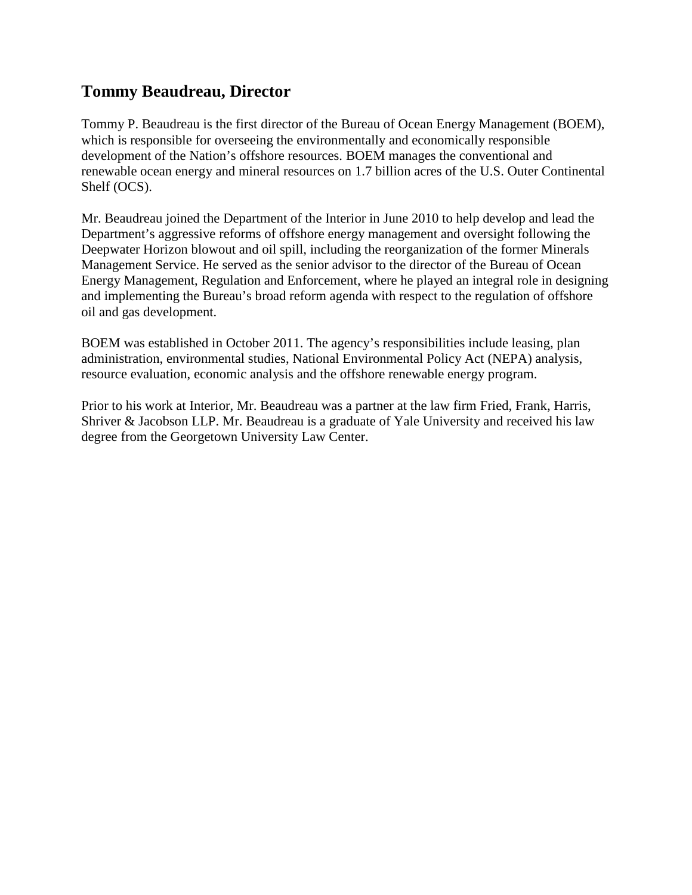## Tommy Beaudreau, Director

Tommy P. Beaudreau is the first director of the Bureau of Ocean Energy Management (BOEM), which is responsible for overseeing the environmentally and economically responsible development of the Nation's offshore resources. BOEM manages the conventional and renewable ocean energy and mineral resources on 1.7 billion acres of the U.S. Outer Continental Shelf (OCS).

Mr. Beaudreau joined the Department of the Interior in June 2010 to help develop and lead the Department's aggressive reforms of offshore energy management and oversight following the Deepwater Horizon blowout and oil spill, including the reorganization of the former Minerals Management Service. He served as the senior advisor to the director of the Bureau of Ocean Energy Management, Regulation and Enforcement, where he played an integral role in designing and implementing the Bureau's broad reform agenda with respect to the regulation of offshore oil and gas development.

BOEM was established in October 2011. The agency's responsibilities include leasing, plan administration, environmental studies, National Environmental Policy Act (NEPA) analysis, resource evaluation, economic analysis and the offshore renewable energy program.

Prior to his work at Interior, Mr. Beaudreau was a partner at the law firm Fried, Frank, Harris, Shriver & Jacobson LLP. Mr. Beaudreau is a graduate of Yale University and received his law degree from the Georgetown University Law Center.